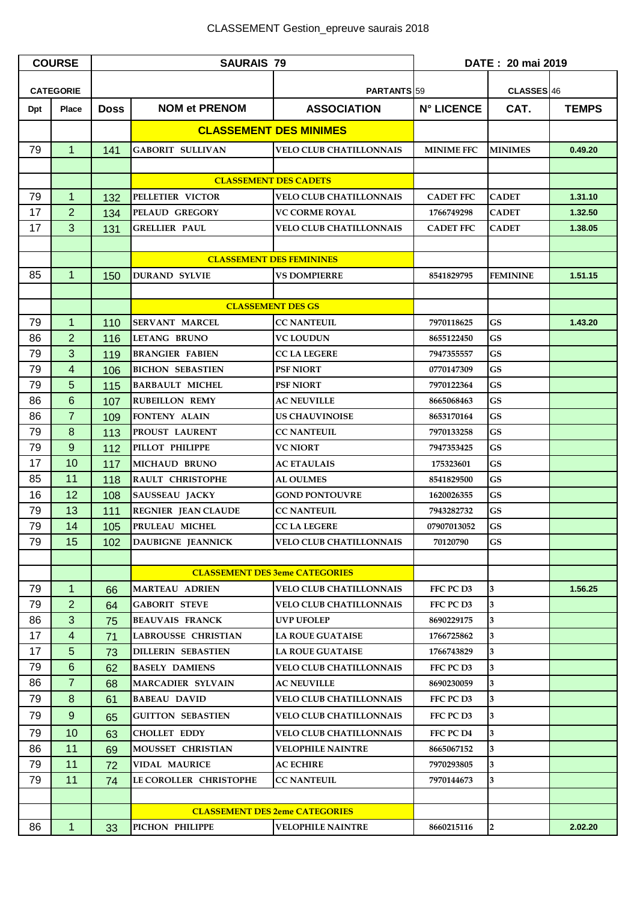CLASSEMENT Gestion_epreuve saurais 2018

| COURSE | | SAURAIS 79 | | | DATE : 20 mai 2019 | | |
|---|---|---|---|---|---|---|---|
| CATEGORIE | | | | PARTANTS | 59 | CLASSES | 46 |
| Dpt | Place | Doss | NOM et PRENOM | ASSOCIATION | N° LICENCE | CAT. | TEMPS |
| | | | **CLASSEMENT DES MINIMES** | | | | |
| 79 | 1 | 141 | GABORIT SULLIVAN | VELO CLUB CHATILLONNAIS | MINIME FFC | MINIMES | 0.49.20 |
| | | | | | | | |
| | | | **CLASSEMENT DES CADETS** | | | | |
| 79 | 1 | 132 | PELLETIER VICTOR | VELO CLUB CHATILLONNAIS | CADET FFC | CADET | 1.31.10 |
| 17 | 2 | 134 | PELAUD GREGORY | VC CORME ROYAL | 1766749298 | CADET | 1.32.50 |
| 17 | 3 | 131 | GRELLIER PAUL | VELO CLUB CHATILLONNAIS | CADET FFC | CADET | 1.38.05 |
| | | | | | | | |
| | | | **CLASSEMENT DES FEMININES** | | | | |
| 85 | 1 | 150 | DURAND SYLVIE | VS DOMPIERRE | 8541829795 | FEMININE | 1.51.15 |
| | | | | | | | |
| | | | **CLASSEMENT DES GS** | | | | |
| 79 | 1 | 110 | SERVANT MARCEL | CC NANTEUIL | 7970118625 | GS | 1.43.20 |
| 86 | 2 | 116 | LETANG BRUNO | VC LOUDUN | 8655122450 | GS | |
| 79 | 3 | 119 | BRANGIER FABIEN | CC LA LEGERE | 7947355557 | GS | |
| 79 | 4 | 106 | BICHON SEBASTIEN | PSF NIORT | 0770147309 | GS | |
| 79 | 5 | 115 | BARBAULT MICHEL | PSF NIORT | 7970122364 | GS | |
| 86 | 6 | 107 | RUBEILLON REMY | AC NEUVILLE | 8665068463 | GS | |
| 86 | 7 | 109 | FONTENY ALAIN | US CHAUVINOISE | 8653170164 | GS | |
| 79 | 8 | 113 | PROUST LAURENT | CC NANTEUIL | 7970133258 | GS | |
| 79 | 9 | 112 | PILLOT PHILIPPE | VC NIORT | 7947353425 | GS | |
| 17 | 10 | 117 | MICHAUD BRUNO | AC ETAULAIS | 175323601 | GS | |
| 85 | 11 | 118 | RAULT CHRISTOPHE | AL OULMES | 8541829500 | GS | |
| 16 | 12 | 108 | SAUSSEAU JACKY | GOND PONTOUVRE | 1620026355 | GS | |
| 79 | 13 | 111 | REGNIER JEAN CLAUDE | CC NANTEUIL | 7943282732 | GS | |
| 79 | 14 | 105 | PRULEAU MICHEL | CC LA LEGERE | 07907013052 | GS | |
| 79 | 15 | 102 | DAUBIGNE JEANNICK | VELO CLUB CHATILLONNAIS | 70120790 | GS | |
| | | | | | | | |
| | | | **CLASSEMENT DES 3eme CATEGORIES** | | | | |
| 79 | 1 | 66 | MARTEAU ADRIEN | VELO CLUB CHATILLONNAIS | FFC PC D3 | 3 | 1.56.25 |
| 79 | 2 | 64 | GABORIT STEVE | VELO CLUB CHATILLONNAIS | FFC PC D3 | 3 | |
| 86 | 3 | 75 | BEAUVAIS FRANCK | UVP UFOLEP | 8690229175 | 3 | |
| 17 | 4 | 71 | LABROUSSE CHRISTIAN | LA ROUE GUATAISE | 1766725862 | 3 | |
| 17 | 5 | 73 | DILLERIN SEBASTIEN | LA ROUE GUATAISE | 1766743829 | 3 | |
| 79 | 6 | 62 | BASELY DAMIENS | VELO CLUB CHATILLONNAIS | FFC PC D3 | 3 | |
| 86 | 7 | 68 | MARCADIER SYLVAIN | AC NEUVILLE | 8690230059 | 3 | |
| 79 | 8 | 61 | BABEAU DAVID | VELO CLUB CHATILLONNAIS | FFC PC D3 | 3 | |
| 79 | 9 | 65 | GUITTON SEBASTIEN | VELO CLUB CHATILLONNAIS | FFC PC D3 | 3 | |
| 79 | 10 | 63 | CHOLLET EDDY | VELO CLUB CHATILLONNAIS | FFC PC D4 | 3 | |
| 86 | 11 | 69 | MOUSSET CHRISTIAN | VELOPHILE NAINTRE | 8665067152 | 3 | |
| 79 | 11 | 72 | VIDAL MAURICE | AC ECHIRE | 7970293805 | 3 | |
| 79 | 11 | 74 | LE COROLLER CHRISTOPHE | CC NANTEUIL | 7970144673 | 3 | |
| | | | | | | | |
| | | | **CLASSEMENT DES 2eme CATEGORIES** | | | | |
| 86 | 1 | 33 | PICHON PHILIPPE | VELOPHILE NAINTRE | 8660215116 | 2 | 2.02.20 |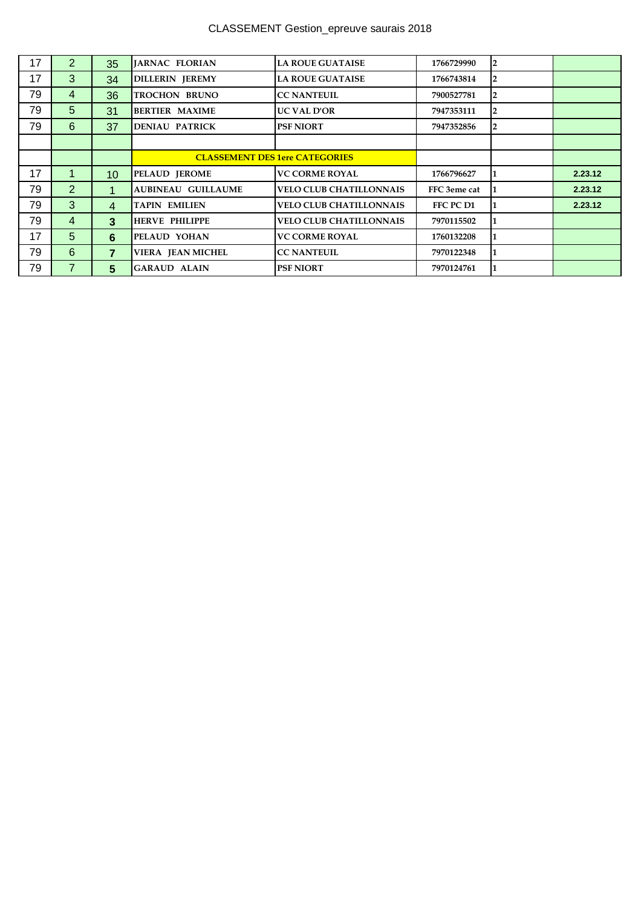CLASSEMENT Gestion_epreuve saurais 2018

| | | | | | | | |
|---|---|---|---|---|---|---|---|
| 17 | 2 | 35 | JARNAC FLORIAN | LA ROUE GUATAISE | 1766729990 | 2 | |
| 17 | 3 | 34 | DILLERIN JEREMY | LA ROUE GUATAISE | 1766743814 | 2 | |
| 79 | 4 | 36 | TROCHON BRUNO | CC NANTEUIL | 7900527781 | 2 | |
| 79 | 5 | 31 | BERTIER MAXIME | UC VAL D'OR | 7947353111 | 2 | |
| 79 | 6 | 37 | DENIAU PATRICK | PSF NIORT | 7947352856 | 2 | |
| | | | | | | | |
| | | | **CLASSEMENT DES 1ere CATEGORIES** | | | | |
| 17 | 1 | 10 | PELAUD JEROME | VC CORME ROYAL | 1766796627 | 1 | 2.23.12 |
| 79 | 2 | 1 | AUBINEAU GUILLAUME | VELO CLUB CHATILLONNAIS | FFC 3eme cat | 1 | 2.23.12 |
| 79 | 3 | 4 | TAPIN EMILIEN | VELO CLUB CHATILLONNAIS | FFC PC D1 | 1 | 2.23.12 |
| 79 | 4 | 3 | HERVE PHILIPPE | VELO CLUB CHATILLONNAIS | 7970115502 | 1 | |
| 17 | 5 | 6 | PELAUD YOHAN | VC CORME ROYAL | 1760132208 | 1 | |
| 79 | 6 | 7 | VIERA JEAN MICHEL | CC NANTEUIL | 7970122348 | 1 | |
| 79 | 7 | 5 | GARAUD ALAIN | PSF NIORT | 7970124761 | 1 | |